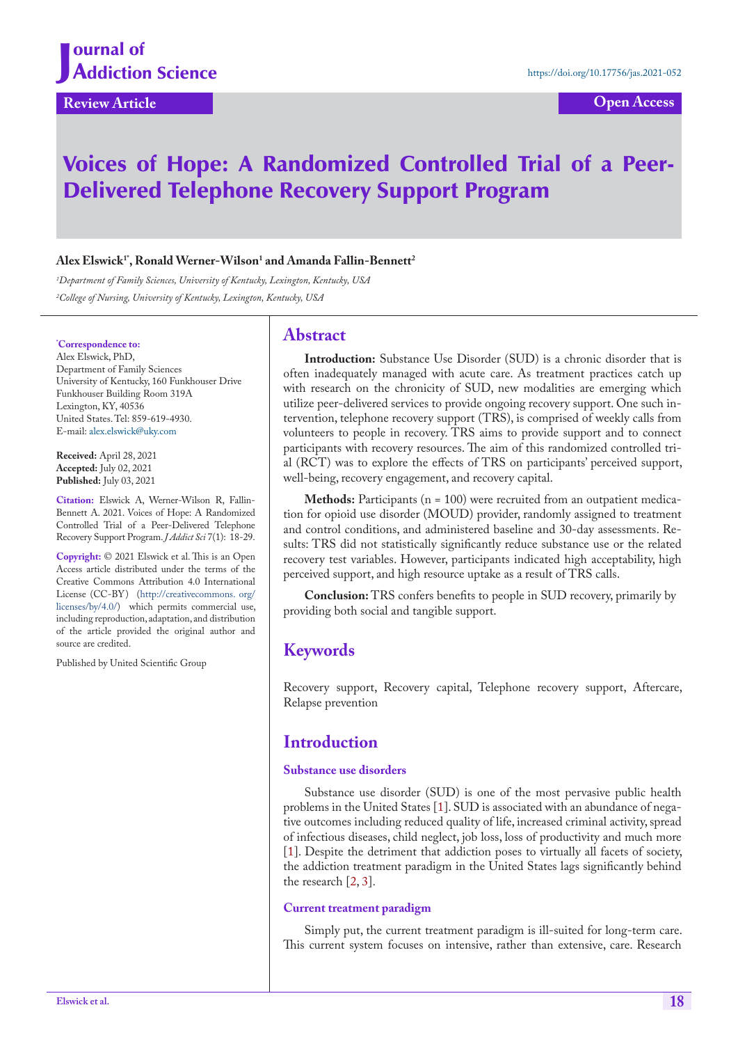Review Article

Open Access

https://doi.org/10.17756/jas.2021-052

# Voices of Hope: A Randomized Controlled Trial of a Peer-Delivered Telephone Recovery Support Program

**Alex Elswick[1*], Ronald Werner-Wilson[1] and Amanda Fallin-Bennett[2]**

*[1]Department of Family Sciences, University of Kentucky, Lexington, Kentucky, USA*

*[2]College of Nursing, University of Kentucky, Lexington, Kentucky, USA*

**[*]Correspondence to:**
Alex Elswick, PhD,
Department of Family Sciences
University of Kentucky, 160 Funkhouser Drive
Funkhouser Building Room 319A
Lexington, KY, 40536
United States. Tel: 859-619-4930.
E-mail: alex.elswick@uky.com

**Received:** April 28, 2021
**Accepted:** July 02, 2021
**Published:** July 03, 2021

**Citation:** Elswick A, Werner-Wilson R, Fallin-Bennett A. 2021. Voices of Hope: A Randomized Controlled Trial of a Peer-Delivered Telephone Recovery Support Program. *J Addict Sci* 7(1): 18-29.

**Copyright:** © 2021 Elswick et al. This is an Open Access article distributed under the terms of the Creative Commons Attribution 4.0 International License (CC-BY) (http://creativecommons. org/licenses/by/4.0/) which permits commercial use, including reproduction, adaptation, and distribution of the article provided the original author and source are credited.

Published by United Scientific Group

## Abstract

**Introduction:** Substance Use Disorder (SUD) is a chronic disorder that is often inadequately managed with acute care. As treatment practices catch up with research on the chronicity of SUD, new modalities are emerging which utilize peer-delivered services to provide ongoing recovery support. One such intervention, telephone recovery support (TRS), is comprised of weekly calls from volunteers to people in recovery. TRS aims to provide support and to connect participants with recovery resources. The aim of this randomized controlled trial (RCT) was to explore the effects of TRS on participants' perceived support, well-being, recovery engagement, and recovery capital.

**Methods:** Participants (n = 100) were recruited from an outpatient medication for opioid use disorder (MOUD) provider, randomly assigned to treatment and control conditions, and administered baseline and 30-day assessments. Results: TRS did not statistically significantly reduce substance use or the related recovery test variables. However, participants indicated high acceptability, high perceived support, and high resource uptake as a result of TRS calls.

**Conclusion:** TRS confers benefits to people in SUD recovery, primarily by providing both social and tangible support.

## Keywords

Recovery support, Recovery capital, Telephone recovery support, Aftercare, Relapse prevention

## Introduction

### Substance use disorders

Substance use disorder (SUD) is one of the most pervasive public health problems in the United States [1]. SUD is associated with an abundance of negative outcomes including reduced quality of life, increased criminal activity, spread of infectious diseases, child neglect, job loss, loss of productivity and much more [1]. Despite the detriment that addiction poses to virtually all facets of society, the addiction treatment paradigm in the United States lags significantly behind the research [2, 3].

### Current treatment paradigm

Simply put, the current treatment paradigm is ill-suited for long-term care. This current system focuses on intensive, rather than extensive, care. Research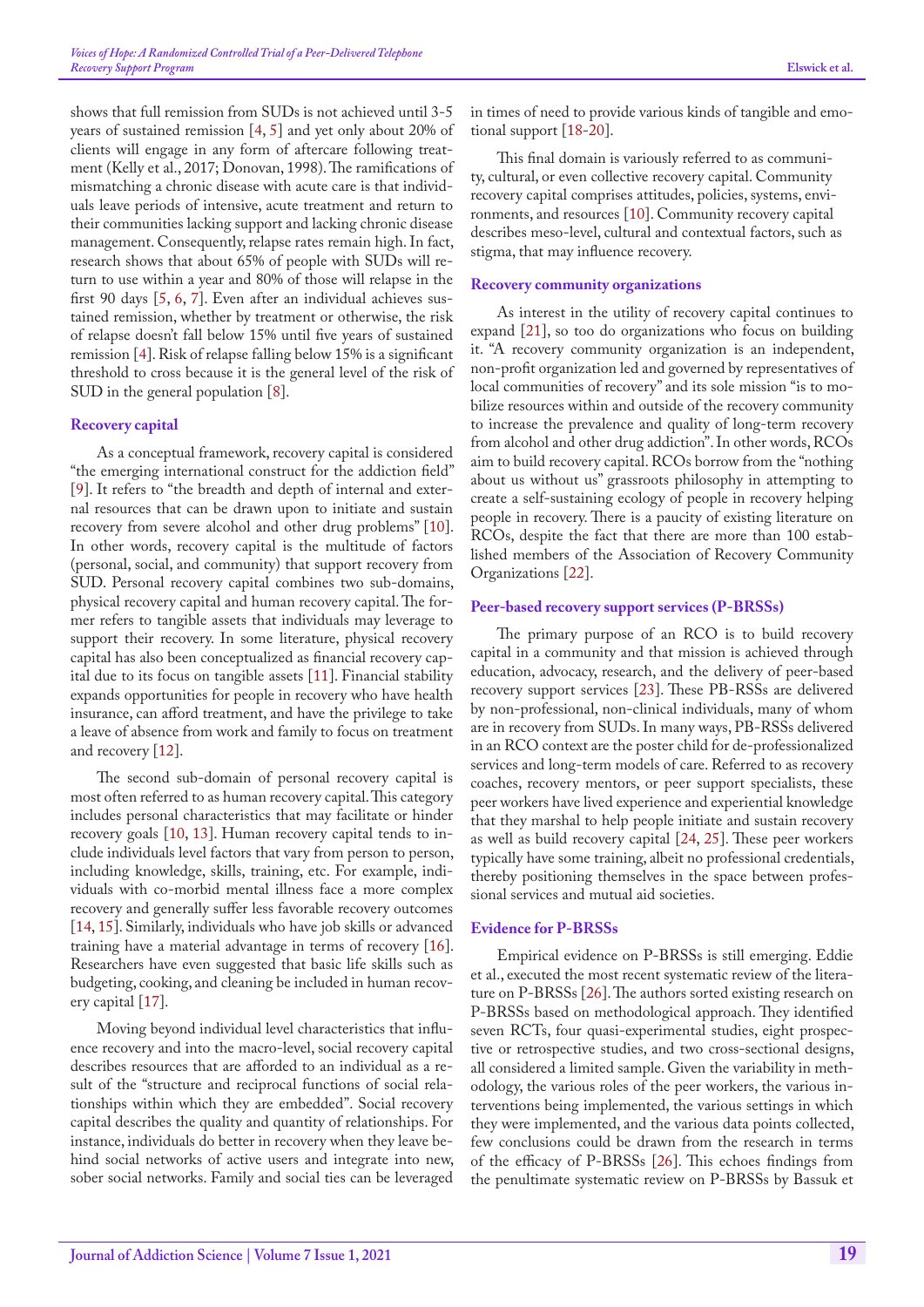shows that full remission from SUDs is not achieved until 3-5 years of sustained remission [4, 5] and yet only about 20% of clients will engage in any form of aftercare following treatment (Kelly et al., 2017; Donovan, 1998). The ramifications of mismatching a chronic disease with acute care is that individuals leave periods of intensive, acute treatment and return to their communities lacking support and lacking chronic disease management. Consequently, relapse rates remain high. In fact, research shows that about 65% of people with SUDs will return to use within a year and 80% of those will relapse in the first 90 days [5, 6, 7]. Even after an individual achieves sustained remission, whether by treatment or otherwise, the risk of relapse doesn't fall below 15% until five years of sustained remission [4]. Risk of relapse falling below 15% is a significant threshold to cross because it is the general level of the risk of SUD in the general population [8].

### Recovery capital

As a conceptual framework, recovery capital is considered "the emerging international construct for the addiction field" [9]. It refers to "the breadth and depth of internal and external resources that can be drawn upon to initiate and sustain recovery from severe alcohol and other drug problems" [10]. In other words, recovery capital is the multitude of factors (personal, social, and community) that support recovery from SUD. Personal recovery capital combines two sub-domains, physical recovery capital and human recovery capital. The former refers to tangible assets that individuals may leverage to support their recovery. In some literature, physical recovery capital has also been conceptualized as financial recovery capital due to its focus on tangible assets [11]. Financial stability expands opportunities for people in recovery who have health insurance, can afford treatment, and have the privilege to take a leave of absence from work and family to focus on treatment and recovery [12].

The second sub-domain of personal recovery capital is most often referred to as human recovery capital. This category includes personal characteristics that may facilitate or hinder recovery goals [10, 13]. Human recovery capital tends to include individuals level factors that vary from person to person, including knowledge, skills, training, etc. For example, individuals with co-morbid mental illness face a more complex recovery and generally suffer less favorable recovery outcomes [14, 15]. Similarly, individuals who have job skills or advanced training have a material advantage in terms of recovery [16]. Researchers have even suggested that basic life skills such as budgeting, cooking, and cleaning be included in human recovery capital [17].

Moving beyond individual level characteristics that influence recovery and into the macro-level, social recovery capital describes resources that are afforded to an individual as a result of the "structure and reciprocal functions of social relationships within which they are embedded". Social recovery capital describes the quality and quantity of relationships. For instance, individuals do better in recovery when they leave behind social networks of active users and integrate into new, sober social networks. Family and social ties can be leveraged in times of need to provide various kinds of tangible and emotional support [18-20].

This final domain is variously referred to as community, cultural, or even collective recovery capital. Community recovery capital comprises attitudes, policies, systems, environments, and resources [10]. Community recovery capital describes meso-level, cultural and contextual factors, such as stigma, that may influence recovery.

### Recovery community organizations

As interest in the utility of recovery capital continues to expand [21], so too do organizations who focus on building it. "A recovery community organization is an independent, non-profit organization led and governed by representatives of local communities of recovery" and its sole mission "is to mobilize resources within and outside of the recovery community to increase the prevalence and quality of long-term recovery from alcohol and other drug addiction". In other words, RCOs aim to build recovery capital. RCOs borrow from the "nothing about us without us" grassroots philosophy in attempting to create a self-sustaining ecology of people in recovery helping people in recovery. There is a paucity of existing literature on RCOs, despite the fact that there are more than 100 established members of the Association of Recovery Community Organizations [22].

### Peer-based recovery support services (P-BRSSs)

The primary purpose of an RCO is to build recovery capital in a community and that mission is achieved through education, advocacy, research, and the delivery of peer-based recovery support services [23]. These PB-RSSs are delivered by non-professional, non-clinical individuals, many of whom are in recovery from SUDs. In many ways, PB-RSSs delivered in an RCO context are the poster child for de-professionalized services and long-term models of care. Referred to as recovery coaches, recovery mentors, or peer support specialists, these peer workers have lived experience and experiential knowledge that they marshal to help people initiate and sustain recovery as well as build recovery capital [24, 25]. These peer workers typically have some training, albeit no professional credentials, thereby positioning themselves in the space between professional services and mutual aid societies.

### Evidence for P-BRSSs

Empirical evidence on P-BRSSs is still emerging. Eddie et al., executed the most recent systematic review of the literature on P-BRSSs [26]. The authors sorted existing research on P-BRSSs based on methodological approach. They identified seven RCTs, four quasi-experimental studies, eight prospective or retrospective studies, and two cross-sectional designs, all considered a limited sample. Given the variability in methodology, the various roles of the peer workers, the various interventions being implemented, the various settings in which they were implemented, and the various data points collected, few conclusions could be drawn from the research in terms of the efficacy of P-BRSSs [26]. This echoes findings from the penultimate systematic review on P-BRSSs by Bassuk et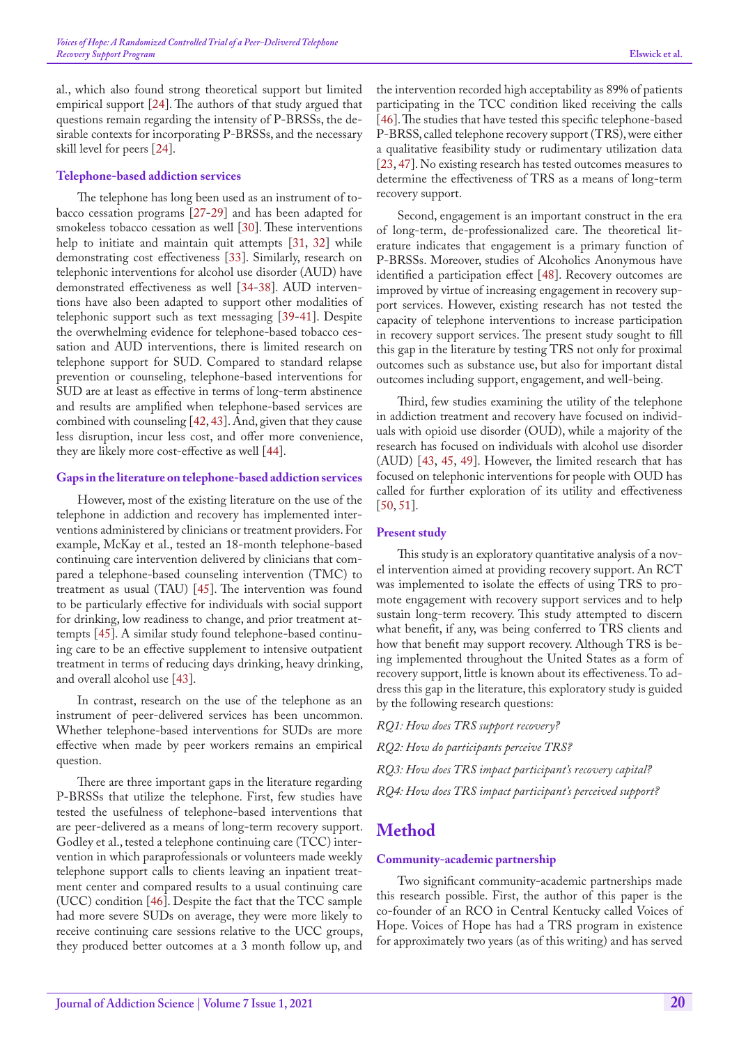al., which also found strong theoretical support but limited empirical support [24]. The authors of that study argued that questions remain regarding the intensity of P-BRSSs, the desirable contexts for incorporating P-BRSSs, and the necessary skill level for peers [24].

### Telephone-based addiction services

The telephone has long been used as an instrument of tobacco cessation programs [27-29] and has been adapted for smokeless tobacco cessation as well [30]. These interventions help to initiate and maintain quit attempts [31, 32] while demonstrating cost effectiveness [33]. Similarly, research on telephonic interventions for alcohol use disorder (AUD) have demonstrated effectiveness as well [34-38]. AUD interventions have also been adapted to support other modalities of telephonic support such as text messaging [39-41]. Despite the overwhelming evidence for telephone-based tobacco cessation and AUD interventions, there is limited research on telephone support for SUD. Compared to standard relapse prevention or counseling, telephone-based interventions for SUD are at least as effective in terms of long-term abstinence and results are amplified when telephone-based services are combined with counseling [42, 43]. And, given that they cause less disruption, incur less cost, and offer more convenience, they are likely more cost-effective as well [44].

### Gaps in the literature on telephone-based addiction services

However, most of the existing literature on the use of the telephone in addiction and recovery has implemented interventions administered by clinicians or treatment providers. For example, McKay et al., tested an 18-month telephone-based continuing care intervention delivered by clinicians that compared a telephone-based counseling intervention (TMC) to treatment as usual (TAU) [45]. The intervention was found to be particularly effective for individuals with social support for drinking, low readiness to change, and prior treatment attempts [45]. A similar study found telephone-based continuing care to be an effective supplement to intensive outpatient treatment in terms of reducing days drinking, heavy drinking, and overall alcohol use [43].

In contrast, research on the use of the telephone as an instrument of peer-delivered services has been uncommon. Whether telephone-based interventions for SUDs are more effective when made by peer workers remains an empirical question.

There are three important gaps in the literature regarding P-BRSSs that utilize the telephone. First, few studies have tested the usefulness of telephone-based interventions that are peer-delivered as a means of long-term recovery support. Godley et al., tested a telephone continuing care (TCC) intervention in which paraprofessionals or volunteers made weekly telephone support calls to clients leaving an inpatient treatment center and compared results to a usual continuing care (UCC) condition [46]. Despite the fact that the TCC sample had more severe SUDs on average, they were more likely to receive continuing care sessions relative to the UCC groups, they produced better outcomes at a 3 month follow up, and the intervention recorded high acceptability as 89% of patients participating in the TCC condition liked receiving the calls [46]. The studies that have tested this specific telephone-based P-BRSS, called telephone recovery support (TRS), were either a qualitative feasibility study or rudimentary utilization data [23, 47]. No existing research has tested outcomes measures to determine the effectiveness of TRS as a means of long-term recovery support.

Second, engagement is an important construct in the era of long-term, de-professionalized care. The theoretical literature indicates that engagement is a primary function of P-BRSSs. Moreover, studies of Alcoholics Anonymous have identified a participation effect [48]. Recovery outcomes are improved by virtue of increasing engagement in recovery support services. However, existing research has not tested the capacity of telephone interventions to increase participation in recovery support services. The present study sought to fill this gap in the literature by testing TRS not only for proximal outcomes such as substance use, but also for important distal outcomes including support, engagement, and well-being.

Third, few studies examining the utility of the telephone in addiction treatment and recovery have focused on individuals with opioid use disorder (OUD), while a majority of the research has focused on individuals with alcohol use disorder (AUD) [43, 45, 49]. However, the limited research that has focused on telephonic interventions for people with OUD has called for further exploration of its utility and effectiveness [50, 51].

### Present study

This study is an exploratory quantitative analysis of a novel intervention aimed at providing recovery support. An RCT was implemented to isolate the effects of using TRS to promote engagement with recovery support services and to help sustain long-term recovery. This study attempted to discern what benefit, if any, was being conferred to TRS clients and how that benefit may support recovery. Although TRS is being implemented throughout the United States as a form of recovery support, little is known about its effectiveness. To address this gap in the literature, this exploratory study is guided by the following research questions:

*RQ1: How does TRS support recovery?*

*RQ2: How do participants perceive TRS?*

*RQ3: How does TRS impact participant's recovery capital?*

*RQ4: How does TRS impact participant's perceived support?*

## Method

### Community-academic partnership

Two significant community-academic partnerships made this research possible. First, the author of this paper is the co-founder of an RCO in Central Kentucky called Voices of Hope. Voices of Hope has had a TRS program in existence for approximately two years (as of this writing) and has served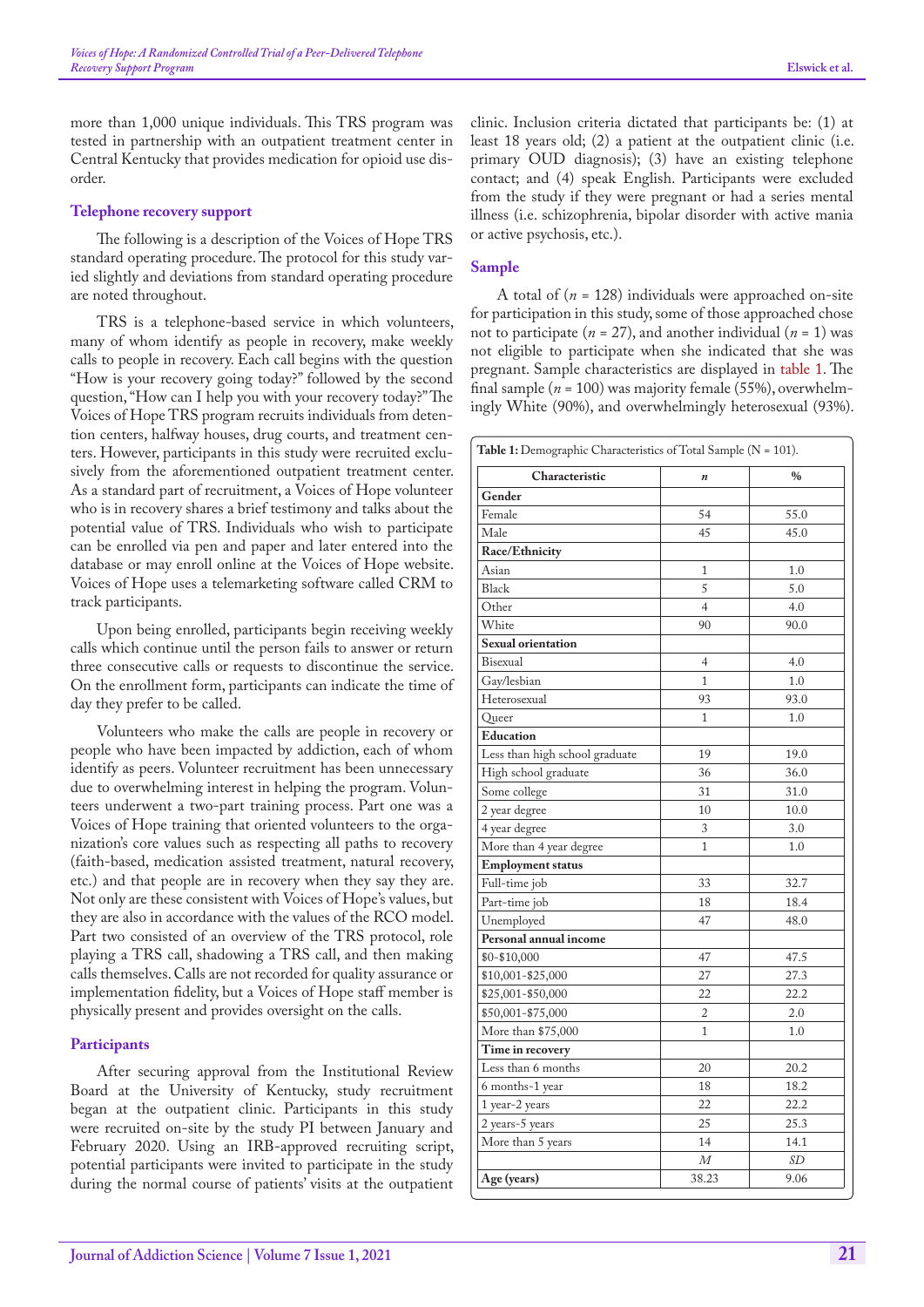more than 1,000 unique individuals. This TRS program was tested in partnership with an outpatient treatment center in Central Kentucky that provides medication for opioid use disorder.

### Telephone recovery support

The following is a description of the Voices of Hope TRS standard operating procedure. The protocol for this study varied slightly and deviations from standard operating procedure are noted throughout.

TRS is a telephone-based service in which volunteers, many of whom identify as people in recovery, make weekly calls to people in recovery. Each call begins with the question "How is your recovery going today?" followed by the second question, "How can I help you with your recovery today?" The Voices of Hope TRS program recruits individuals from detention centers, halfway houses, drug courts, and treatment centers. However, participants in this study were recruited exclusively from the aforementioned outpatient treatment center. As a standard part of recruitment, a Voices of Hope volunteer who is in recovery shares a brief testimony and talks about the potential value of TRS. Individuals who wish to participate can be enrolled via pen and paper and later entered into the database or may enroll online at the Voices of Hope website. Voices of Hope uses a telemarketing software called CRM to track participants.

Upon being enrolled, participants begin receiving weekly calls which continue until the person fails to answer or return three consecutive calls or requests to discontinue the service. On the enrollment form, participants can indicate the time of day they prefer to be called.

Volunteers who make the calls are people in recovery or people who have been impacted by addiction, each of whom identify as peers. Volunteer recruitment has been unnecessary due to overwhelming interest in helping the program. Volunteers underwent a two-part training process. Part one was a Voices of Hope training that oriented volunteers to the organization's core values such as respecting all paths to recovery (faith-based, medication assisted treatment, natural recovery, etc.) and that people are in recovery when they say they are. Not only are these consistent with Voices of Hope's values, but they are also in accordance with the values of the RCO model. Part two consisted of an overview of the TRS protocol, role playing a TRS call, shadowing a TRS call, and then making calls themselves. Calls are not recorded for quality assurance or implementation fidelity, but a Voices of Hope staff member is physically present and provides oversight on the calls.

### Participants

After securing approval from the Institutional Review Board at the University of Kentucky, study recruitment began at the outpatient clinic. Participants in this study were recruited on-site by the study PI between January and February 2020. Using an IRB-approved recruiting script, potential participants were invited to participate in the study during the normal course of patients' visits at the outpatient clinic. Inclusion criteria dictated that participants be: (1) at least 18 years old; (2) a patient at the outpatient clinic (i.e. primary OUD diagnosis); (3) have an existing telephone contact; and (4) speak English. Participants were excluded from the study if they were pregnant or had a series mental illness (i.e. schizophrenia, bipolar disorder with active mania or active psychosis, etc.).

### Sample

A total of ($n$ = 128) individuals were approached on-site for participation in this study, some of those approached chose not to participate ($n$ = 27), and another individual ($n$ = 1) was not eligible to participate when she indicated that she was pregnant. Sample characteristics are displayed in table 1. The final sample ($n$ = 100) was majority female (55%), overwhelmingly White (90%), and overwhelmingly heterosexual (93%).

**Table 1:** Demographic Characteristics of Total Sample (N = 101).

| Characteristic | *n* | % |
|---|---|---|
| **Gender** | | |
| Female | 54 | 55.0 |
| Male | 45 | 45.0 |
| **Race/Ethnicity** | | |
| Asian | 1 | 1.0 |
| Black | 5 | 5.0 |
| Other | 4 | 4.0 |
| White | 90 | 90.0 |
| **Sexual orientation** | | |
| Bisexual | 4 | 4.0 |
| Gay/lesbian | 1 | 1.0 |
| Heterosexual | 93 | 93.0 |
| Queer | 1 | 1.0 |
| **Education** | | |
| Less than high school graduate | 19 | 19.0 |
| High school graduate | 36 | 36.0 |
| Some college | 31 | 31.0 |
| 2 year degree | 10 | 10.0 |
| 4 year degree | 3 | 3.0 |
| More than 4 year degree | 1 | 1.0 |
| **Employment status** | | |
| Full-time job | 33 | 32.7 |
| Part-time job | 18 | 18.4 |
| Unemployed | 47 | 48.0 |
| **Personal annual income** | | |
| $0-$10,000 | 47 | 47.5 |
| $10,001-$25,000 | 27 | 27.3 |
| $25,001-$50,000 | 22 | 22.2 |
| $50,001-$75,000 | 2 | 2.0 |
| More than $75,000 | 1 | 1.0 |
| **Time in recovery** | | |
| Less than 6 months | 20 | 20.2 |
| 6 months-1 year | 18 | 18.2 |
| 1 year-2 years | 22 | 22.2 |
| 2 years-5 years | 25 | 25.3 |
| More than 5 years | 14 | 14.1 |
| | *M* | *SD* |
| **Age (years)** | 38.23 | 9.06 |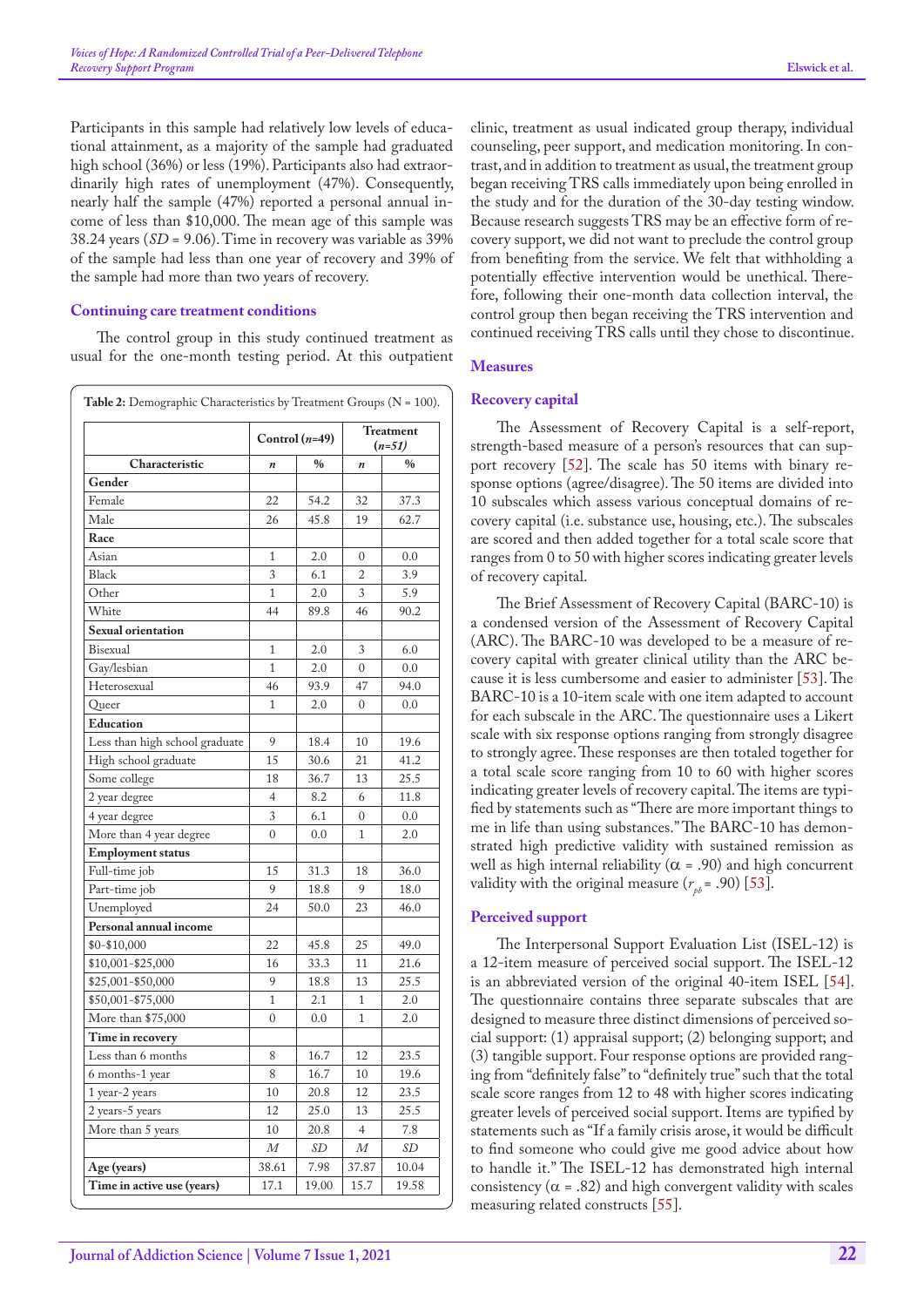Participants in this sample had relatively low levels of educational attainment, as a majority of the sample had graduated high school (36%) or less (19%). Participants also had extraordinarily high rates of unemployment (47%). Consequently, nearly half the sample (47%) reported a personal annual income of less than $10,000. The mean age of this sample was 38.24 years (*SD* = 9.06). Time in recovery was variable as 39% of the sample had less than one year of recovery and 39% of the sample had more than two years of recovery.

### Continuing care treatment conditions

The control group in this study continued treatment as usual for the one-month testing period. At this outpatient clinic, treatment as usual indicated group therapy, individual counseling, peer support, and medication monitoring. In contrast, and in addition to treatment as usual, the treatment group began receiving TRS calls immediately upon being enrolled in the study and for the duration of the 30-day testing window. Because research suggests TRS may be an effective form of recovery support, we did not want to preclude the control group from benefiting from the service. We felt that withholding a potentially effective intervention would be unethical. Therefore, following their one-month data collection interval, the control group then began receiving the TRS intervention and continued receiving TRS calls until they chose to discontinue.

**Table 2:** Demographic Characteristics by Treatment Groups (N = 100).

| | Control (*n*=49) | | Treatment (*n*=51) | |
|---|---|---|---|---|
| **Characteristic** | ***n*** | **%** | ***n*** | **%** |
| **Gender** | | | | |
| Female | 22 | 54.2 | 32 | 37.3 |
| Male | 26 | 45.8 | 19 | 62.7 |
| **Race** | | | | |
| Asian | 1 | 2.0 | 0 | 0.0 |
| Black | 3 | 6.1 | 2 | 3.9 |
| Other | 1 | 2.0 | 3 | 5.9 |
| White | 44 | 89.8 | 46 | 90.2 |
| **Sexual orientation** | | | | |
| Bisexual | 1 | 2.0 | 3 | 6.0 |
| Gay/lesbian | 1 | 2.0 | 0 | 0.0 |
| Heterosexual | 46 | 93.9 | 47 | 94.0 |
| Queer | 1 | 2.0 | 0 | 0.0 |
| **Education** | | | | |
| Less than high school graduate | 9 | 18.4 | 10 | 19.6 |
| High school graduate | 15 | 30.6 | 21 | 41.2 |
| Some college | 18 | 36.7 | 13 | 25.5 |
| 2 year degree | 4 | 8.2 | 6 | 11.8 |
| 4 year degree | 3 | 6.1 | 0 | 0.0 |
| More than 4 year degree | 0 | 0.0 | 1 | 2.0 |
| **Employment status** | | | | |
| Full-time job | 15 | 31.3 | 18 | 36.0 |
| Part-time job | 9 | 18.8 | 9 | 18.0 |
| Unemployed | 24 | 50.0 | 23 | 46.0 |
| **Personal annual income** | | | | |
| $0-$10,000 | 22 | 45.8 | 25 | 49.0 |
| $10,001-$25,000 | 16 | 33.3 | 11 | 21.6 |
| $25,001-$50,000 | 9 | 18.8 | 13 | 25.5 |
| $50,001-$75,000 | 1 | 2.1 | 1 | 2.0 |
| More than $75,000 | 0 | 0.0 | 1 | 2.0 |
| **Time in recovery** | | | | |
| Less than 6 months | 8 | 16.7 | 12 | 23.5 |
| 6 months-1 year | 8 | 16.7 | 10 | 19.6 |
| 1 year-2 years | 10 | 20.8 | 12 | 23.5 |
| 2 years-5 years | 12 | 25.0 | 13 | 25.5 |
| More than 5 years | 10 | 20.8 | 4 | 7.8 |
| | *M* | *SD* | *M* | *SD* |
| **Age (years)** | 38.61 | 7.98 | 37.87 | 10.04 |
| **Time in active use (years)** | 17.1 | 19.00 | 15.7 | 19.58 |

### Measures

#### Recovery capital

The Assessment of Recovery Capital is a self-report, strength-based measure of a person's recovery resources that can support recovery [52]. The scale has 50 items with binary response options (agree/disagree). The 50 items are divided into 10 subscales which assess various conceptual domains of recovery capital (i.e. substance use, housing, etc.). The subscales are scored and then added together for a total scale score that ranges from 0 to 50 with higher scores indicating greater levels of recovery capital.

The Brief Assessment of Recovery Capital (BARC-10) is a condensed version of the Assessment of Recovery Capital (ARC). The BARC-10 was developed to be a measure of recovery capital with greater clinical utility than the ARC because it is less cumbersome and easier to administer [53]. The BARC-10 is a 10-item scale with one item adapted to account for each subscale in the ARC. The questionnaire uses a Likert scale with six response options ranging from strongly disagree to strongly agree. These responses are then totaled together for a total scale score ranging from 10 to 60 with higher scores indicating greater levels of recovery capital. The items are typified by statements such as "There are more important things to me in life than using substances." The BARC-10 has demonstrated high predictive validity with sustained remission as well as high internal reliability ($\alpha$ = .90) and high concurrent validity with the original measure ($r_{pb}$ = .90) [53].

#### Perceived support

The Interpersonal Support Evaluation List (ISEL-12) is a 12-item measure of perceived social support. The ISEL-12 is an abbreviated version of the original 40-item ISEL [54]. The questionnaire contains three separate subscales that are designed to measure three distinct dimensions of perceived social support: (1) appraisal support; (2) belonging support; and (3) tangible support. Four response options are provided ranging from "definitely false" to "definitely true" such that the total scale score ranges from 12 to 48 with higher scores indicating greater levels of perceived social support. Items are typified by statements such as "If a family crisis arose, it would be difficult to find someone who could give me good advice about how to handle it." The ISEL-12 has demonstrated high internal consistency ($\alpha$ = .82) and high convergent validity with scales measuring related constructs [55].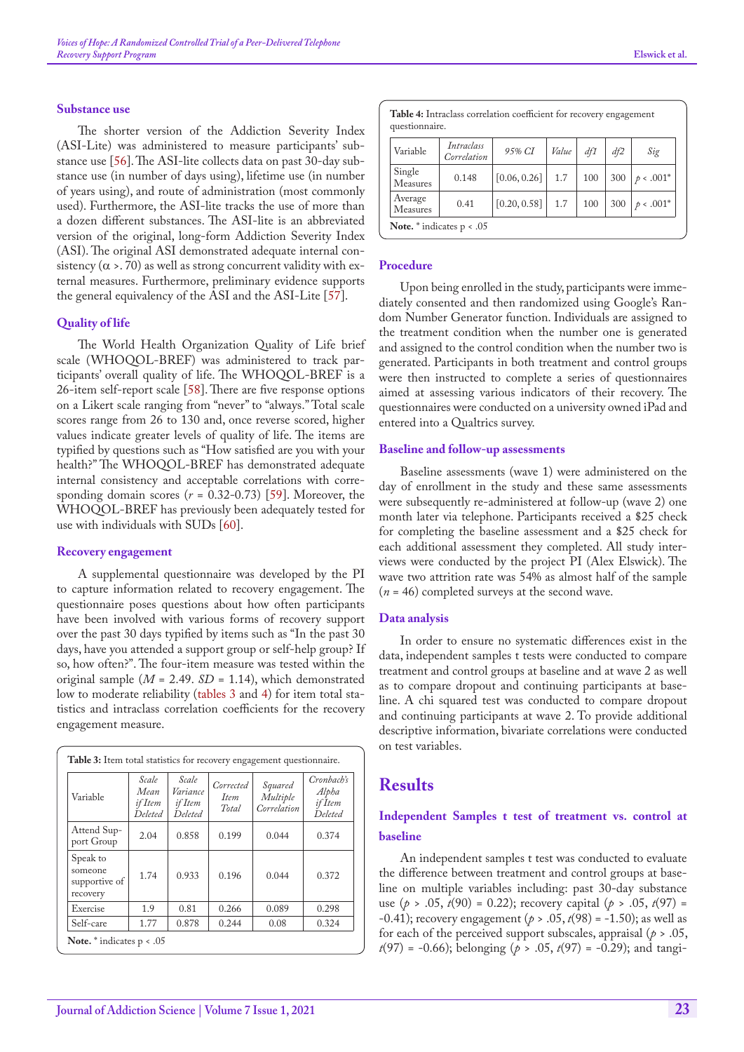### Substance use

The shorter version of the Addiction Severity Index (ASI-Lite) was administered to measure participants' substance use [56]. The ASI-lite collects data on past 30-day substance use (in number of days using), lifetime use (in number of years using), and route of administration (most commonly used). Furthermore, the ASI-lite tracks the use of more than a dozen different substances. The ASI-lite is an abbreviated version of the original, long-form Addiction Severity Index (ASI). The original ASI demonstrated adequate internal consistency ($\alpha > .70$) as well as strong concurrent validity with external measures. Furthermore, preliminary evidence supports the general equivalency of the ASI and the ASI-Lite [57].

### Quality of life

The World Health Organization Quality of Life brief scale (WHOQOL-BREF) was administered to track participants' overall quality of life. The WHOQOL-BREF is a 26-item self-report scale [58]. There are five response options on a Likert scale ranging from "never" to "always." Total scale scores range from 26 to 130 and, once reverse scored, higher values indicate greater levels of quality of life. The items are typified by questions such as "How satisfied are you with your health?" The WHOQOL-BREF has demonstrated adequate internal consistency and acceptable correlations with corresponding domain scores ($r$ = 0.32-0.73) [59]. Moreover, the WHOQOL-BREF has previously been adequately tested for use with individuals with SUDs [60].

### Recovery engagement

A supplemental questionnaire was developed by the PI to capture information related to recovery engagement. The questionnaire poses questions about how often participants have been involved with various forms of recovery support over the past 30 days typified by items such as "In the past 30 days, have you attended a support group or self-help group? If so, how often?". The four-item measure was tested within the original sample ($M$ = 2.49. $SD$ = 1.14), which demonstrated low to moderate reliability (tables 3 and 4) for item total statistics and intraclass correlation coefficients for the recovery engagement measure.

**Table 3:** Item total statistics for recovery engagement questionnaire.

| Variable | *Scale Mean if Item Deleted* | *Scale Variance if Item Deleted* | *Corrected Item Total* | *Squared Multiple Correlation* | *Cronbach's Alpha if Item Deleted* |
|---|---|---|---|---|---|
| Attend Support Group | 2.04 | 0.858 | 0.199 | 0.044 | 0.374 |
| Speak to someone supportive of recovery | 1.74 | 0.933 | 0.196 | 0.044 | 0.372 |
| Exercise | 1.9 | 0.81 | 0.266 | 0.089 | 0.298 |
| Self-care | 1.77 | 0.878 | 0.244 | 0.08 | 0.324 |

**Note.** * indicates p < .05

**Table 4:** Intraclass correlation coefficient for recovery engagement questionnaire.

| Variable | *Intraclass Correlation* | *95% CI* | *Value* | *df1* | *df2* | *Sig* |
|---|---|---|---|---|---|---|
| Single Measures | 0.148 | [0.06, 0.26] | 1.7 | 100 | 300 | $p < .001$* |
| Average Measures | 0.41 | [0.20, 0.58] | 1.7 | 100 | 300 | $p < .001$* |

**Note.** * indicates p < .05

### Procedure

Upon being enrolled in the study, participants were immediately consented and then randomized using Google's Random Number Generator function. Individuals are assigned to the treatment condition when the number one is generated and assigned to the control condition when the number two is generated. Participants in both treatment and control groups were then instructed to complete a series of questionnaires aimed at assessing various indicators of their recovery. The questionnaires were conducted on a university owned iPad and entered into a Qualtrics survey.

### Baseline and follow-up assessments

Baseline assessments (wave 1) were administered on the day of enrollment in the study and these same assessments were subsequently re-administered at follow-up (wave 2) one month later via telephone. Participants received a $25 check for completing the baseline assessment and a $25 check for each additional assessment they completed. All study interviews were conducted by the project PI (Alex Elswick). The wave two attrition rate was 54% as almost half of the sample ($n$ = 46) completed surveys at the second wave.

### Data analysis

In order to ensure no systematic differences exist in the data, independent samples t tests were conducted to compare treatment and control groups at baseline and at wave 2 as well as to compare dropout and continuing participants at baseline. A chi squared test was conducted to compare dropout and continuing participants at wave 2. To provide additional descriptive information, bivariate correlations were conducted on test variables.

## Results

### Independent Samples t test of treatment vs. control at baseline

An independent samples t test was conducted to evaluate the difference between treatment and control groups at baseline on multiple variables including: past 30-day substance use ($p > .05$, $t(90) = 0.22$); recovery capital ($p > .05$, $t(97) = -0.41$); recovery engagement ($p > .05$, $t(98) = -1.50$); as well as for each of the perceived support subscales, appraisal ($p > .05$, $t(97) = -0.66$); belonging ($p > .05$, $t(97) = -0.29$); and tangi-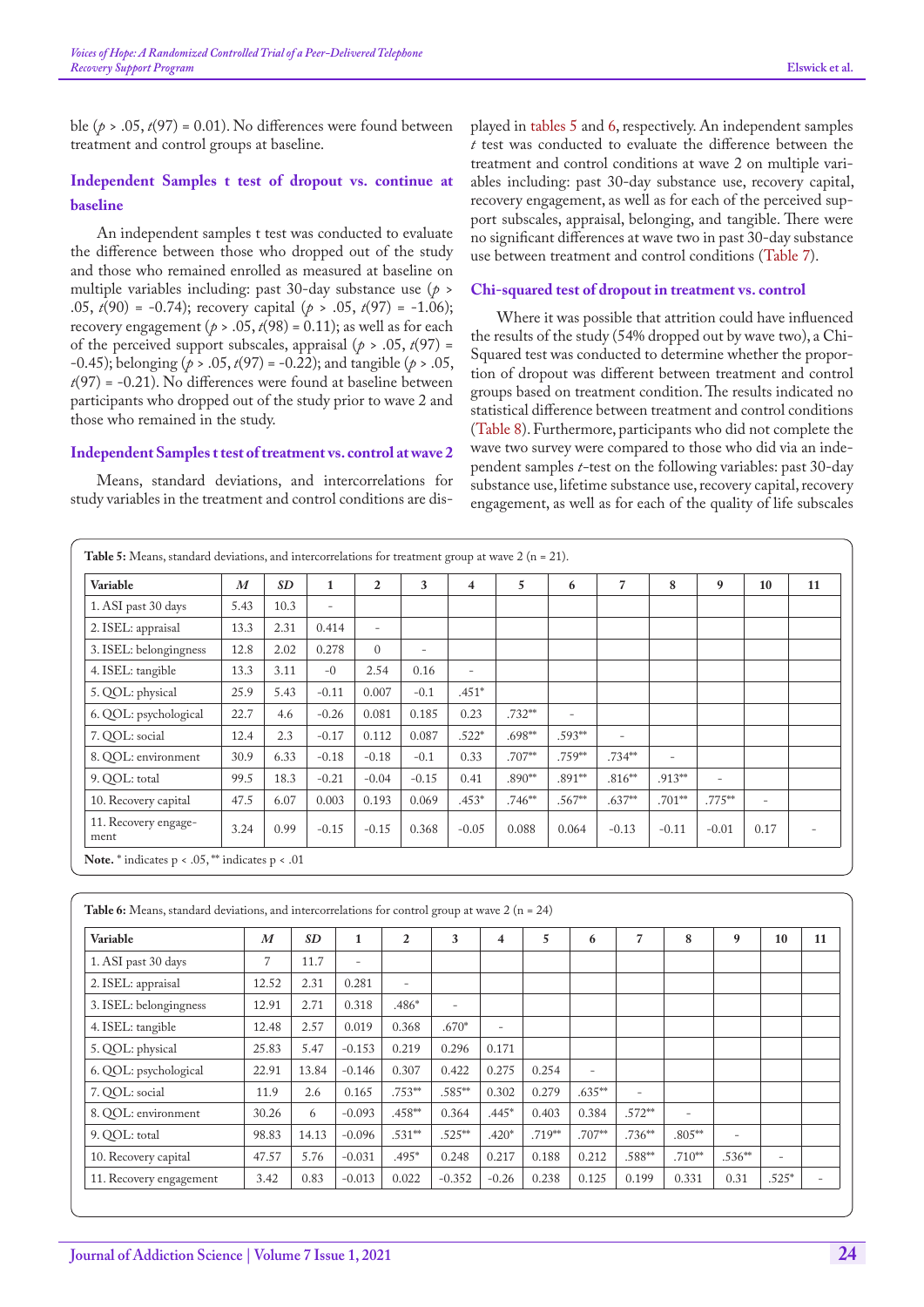ble ($p$ > .05, $t$(97) = 0.01). No differences were found between treatment and control groups at baseline.

### Independent Samples t test of dropout vs. continue at baseline

An independent samples t test was conducted to evaluate the difference between those who dropped out of the study and those who remained enrolled as measured at baseline on multiple variables including: past 30-day substance use ($p$ > .05, $t$(90) = -0.74); recovery capital ($p$ > .05, $t$(97) = -1.06); recovery engagement ($p$ > .05, $t$(98) = 0.11); as well as for each of the perceived support subscales, appraisal ($p$ > .05, $t$(97) = -0.45); belonging ($p$ > .05, $t$(97) = -0.22); and tangible ($p$ > .05, $t$(97) = -0.21). No differences were found at baseline between participants who dropped out of the study prior to wave 2 and those who remained in the study.

### Independent Samples t test of treatment vs. control at wave 2

Means, standard deviations, and intercorrelations for study variables in the treatment and control conditions are displayed in tables 5 and 6, respectively. An independent samples $t$ test was conducted to evaluate the difference between the treatment and control conditions at wave 2 on multiple variables including: past 30-day substance use, recovery capital, recovery engagement, as well as for each of the perceived support subscales, appraisal, belonging, and tangible. There were no significant differences at wave two in past 30-day substance use between treatment and control conditions (Table 7).

### Chi-squared test of dropout in treatment vs. control

Where it was possible that attrition could have influenced the results of the study (54% dropped out by wave two), a Chi-Squared test was conducted to determine whether the proportion of dropout was different between treatment and control groups based on treatment condition. The results indicated no statistical difference between treatment and control conditions (Table 8). Furthermore, participants who did not complete the wave two survey were compared to those who did via an independent samples $t$-test on the following variables: past 30-day substance use, lifetime substance use, recovery capital, recovery engagement, as well as for each of the quality of life subscales

**Table 5:** Means, standard deviations, and intercorrelations for treatment group at wave 2 (n = 21).

| Variable | *M* | *SD* | 1 | 2 | 3 | 4 | 5 | 6 | 7 | 8 | 9 | 10 | 11 |
|---|---|---|---|---|---|---|---|---|---|---|---|---|---|
| 1. ASI past 30 days | 5.43 | 10.3 | - | | | | | | | | | | |
| 2. ISEL: appraisal | 13.3 | 2.31 | 0.414 | - | | | | | | | | | |
| 3. ISEL: belongingness | 12.8 | 2.02 | 0.278 | 0 | - | | | | | | | | |
| 4. ISEL: tangible | 13.3 | 3.11 | -0 | 2.54 | 0.16 | - | | | | | | | |
| 5. QOL: physical | 25.9 | 5.43 | -0.11 | 0.007 | -0.1 | .451* | | | | | | | |
| 6. QOL: psychological | 22.7 | 4.6 | -0.26 | 0.081 | 0.185 | 0.23 | .732** | - | | | | | |
| 7. QOL: social | 12.4 | 2.3 | -0.17 | 0.112 | 0.087 | .522* | .698** | .593** | - | | | | |
| 8. QOL: environment | 30.9 | 6.33 | -0.18 | -0.18 | -0.1 | 0.33 | .707** | .759** | .734** | - | | | |
| 9. QOL: total | 99.5 | 18.3 | -0.21 | -0.04 | -0.15 | 0.41 | .890** | .891** | .816** | .913** | - | | |
| 10. Recovery capital | 47.5 | 6.07 | 0.003 | 0.193 | 0.069 | .453* | .746** | .567** | .637** | .701** | .775** | - | |
| 11. Recovery engagement | 3.24 | 0.99 | -0.15 | -0.15 | 0.368 | -0.05 | 0.088 | 0.064 | -0.13 | -0.11 | -0.01 | 0.17 | - |

**Note.** * indicates p < .05, ** indicates p < .01

**Table 6:** Means, standard deviations, and intercorrelations for control group at wave 2 (n = 24)

| Variable | *M* | *SD* | 1 | 2 | 3 | 4 | 5 | 6 | 7 | 8 | 9 | 10 | 11 |
|---|---|---|---|---|---|---|---|---|---|---|---|---|---|
| 1. ASI past 30 days | 7 | 11.7 | - | | | | | | | | | | |
| 2. ISEL: appraisal | 12.52 | 2.31 | 0.281 | - | | | | | | | | | |
| 3. ISEL: belongingness | 12.91 | 2.71 | 0.318 | .486* | - | | | | | | | | |
| 4. ISEL: tangible | 12.48 | 2.57 | 0.019 | 0.368 | .670* | - | | | | | | | |
| 5. QOL: physical | 25.83 | 5.47 | -0.153 | 0.219 | 0.296 | 0.171 | | | | | | | |
| 6. QOL: psychological | 22.91 | 13.84 | -0.146 | 0.307 | 0.422 | 0.275 | 0.254 | - | | | | | |
| 7. QOL: social | 11.9 | 2.6 | 0.165 | .753** | .585** | 0.302 | 0.279 | .635** | - | | | | |
| 8. QOL: environment | 30.26 | 6 | -0.093 | .458** | 0.364 | .445* | 0.403 | 0.384 | .572** | - | | | |
| 9. QOL: total | 98.83 | 14.13 | -0.096 | .531** | .525** | .420* | .719** | .707** | .736** | .805** | - | | |
| 10. Recovery capital | 47.57 | 5.76 | -0.031 | .495* | 0.248 | 0.217 | 0.188 | 0.212 | .588** | .710** | .536** | - | |
| 11. Recovery engagement | 3.42 | 0.83 | -0.013 | 0.022 | -0.352 | -0.26 | 0.238 | 0.125 | 0.199 | 0.331 | 0.31 | .525* | - |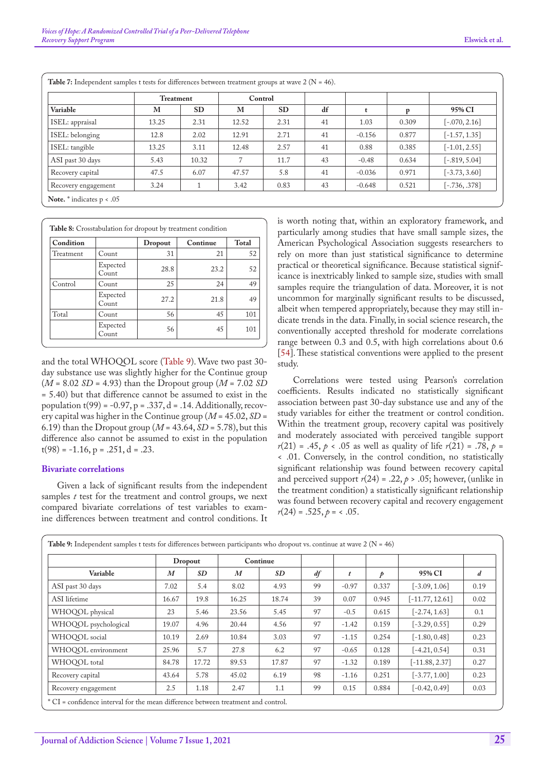**Table 7:** Independent samples t tests for differences between treatment groups at wave 2 (N = 46).

| | Treatment | | Control | | | | | |
|---|---|---|---|---|---|---|---|---|
| Variable | M | SD | M | SD | df | t | p | 95% CI |
| ISEL: appraisal | 13.25 | 2.31 | 12.52 | 2.31 | 41 | 1.03 | 0.309 | [-.070, 2.16] |
| ISEL: belonging | 12.8 | 2.02 | 12.91 | 2.71 | 41 | -0.156 | 0.877 | [-1.57, 1.35] |
| ISEL: tangible | 13.25 | 3.11 | 12.48 | 2.57 | 41 | 0.88 | 0.385 | [-1.01, 2.55] |
| ASI past 30 days | 5.43 | 10.32 | 7 | 11.7 | 43 | -0.48 | 0.634 | [-.819, 5.04] |
| Recovery capital | 47.5 | 6.07 | 47.57 | 5.8 | 41 | -0.036 | 0.971 | [-3.73, 3.60] |
| Recovery engagement | 3.24 | 1 | 3.42 | 0.83 | 43 | -0.648 | 0.521 | [-.736, .378] |

**Note.** * indicates p < .05

**Table 8:** Crosstabulation for dropout by treatment condition

| Condition | | Dropout | Continue | Total |
|---|---|---|---|---|
| Treatment | Count | 31 | 21 | 52 |
| | Expected Count | 28.8 | 23.2 | 52 |
| Control | Count | 25 | 24 | 49 |
| | Expected Count | 27.2 | 21.8 | 49 |
| Total | Count | 56 | 45 | 101 |
| | Expected Count | 56 | 45 | 101 |

and the total WHOQOL score (Table 9). Wave two past 30-day substance use was slightly higher for the Continue group ($M$ = 8.02 $SD$ = 4.93) than the Dropout group ($M$ = 7.02 $SD$ = 5.40) but that difference cannot be assumed to exist in the population t(99) = -0.97, p = .337, d = .14. Additionally, recovery capital was higher in the Continue group ($M$ = 45.02, $SD$ = 6.19) than the Dropout group ($M$ = 43.64, $SD$ = 5.78), but this difference also cannot be assumed to exist in the population t(98) = -1.16, p = .251, d = .23.

### Bivariate correlations

Given a lack of significant results from the independent samples $t$ test for the treatment and control groups, we next compared bivariate correlations of test variables to examine differences between treatment and control conditions. It is worth noting that, within an exploratory framework, and particularly among studies that have small sample sizes, the American Psychological Association suggests researchers to rely on more than just statistical significance to determine practical or theoretical significance. Because statistical significance is inextricably linked to sample size, studies with small samples require the triangulation of data. Moreover, it is not uncommon for marginally significant results to be discussed, albeit when tempered appropriately, because they may still indicate trends in the data. Finally, in social science research, the conventionally accepted threshold for moderate correlations range between 0.3 and 0.5, with high correlations about 0.6 [54]. These statistical conventions were applied to the present study.

Correlations were tested using Pearson's correlation coefficients. Results indicated no statistically significant association between past 30-day substance use and any of the study variables for either the treatment or control condition. Within the treatment group, recovery capital was positively and moderately associated with perceived tangible support $r(21) = .45$, $p < .05$ as well as quality of life $r(21) = .78$, $p$ = < .01. Conversely, in the control condition, no statistically significant relationship was found between recovery capital and perceived support $r(24) = .22$, $p > .05$; however, (unlike in the treatment condition) a statistically significant relationship was found between recovery capital and recovery engagement $r(24) = .525$, $p$ = < .05.

**Table 9:** Independent samples t tests for differences between participants who dropout vs. continue at wave 2 (N = 46)

| | Dropout | | Continue | | | | | | |
|---|---|---|---|---|---|---|---|---|---|
| Variable | $M$ | $SD$ | $M$ | $SD$ | $df$ | $t$ | $p$ | 95% CI | $d$ |
| ASI past 30 days | 7.02 | 5.4 | 8.02 | 4.93 | 99 | -0.97 | 0.337 | [-3.09, 1.06] | 0.19 |
| ASI lifetime | 16.67 | 19.8 | 16.25 | 18.74 | 39 | 0.07 | 0.945 | [-11.77, 12.61] | 0.02 |
| WHOQOL physical | 23 | 5.46 | 23.56 | 5.45 | 97 | -0.5 | 0.615 | [-2.74, 1.63] | 0.1 |
| WHOQOL psychological | 19.07 | 4.96 | 20.44 | 4.56 | 97 | -1.42 | 0.159 | [-3.29, 0.55] | 0.29 |
| WHOQOL social | 10.19 | 2.69 | 10.84 | 3.03 | 97 | -1.15 | 0.254 | [-1.80, 0.48] | 0.23 |
| WHOQOL environment | 25.96 | 5.7 | 27.8 | 6.2 | 97 | -0.65 | 0.128 | [-4.21, 0.54] | 0.31 |
| WHOQOL total | 84.78 | 17.72 | 89.53 | 17.87 | 97 | -1.32 | 0.189 | [-11.88, 2.37] | 0.27 |
| Recovery capital | 43.64 | 5.78 | 45.02 | 6.19 | 98 | -1.16 | 0.251 | [-3.77, 1.00] | 0.23 |
| Recovery engagement | 2.5 | 1.18 | 2.47 | 1.1 | 99 | 0.15 | 0.884 | [-0.42, 0.49] | 0.03 |

* CI = confidence interval for the mean difference between treatment and control.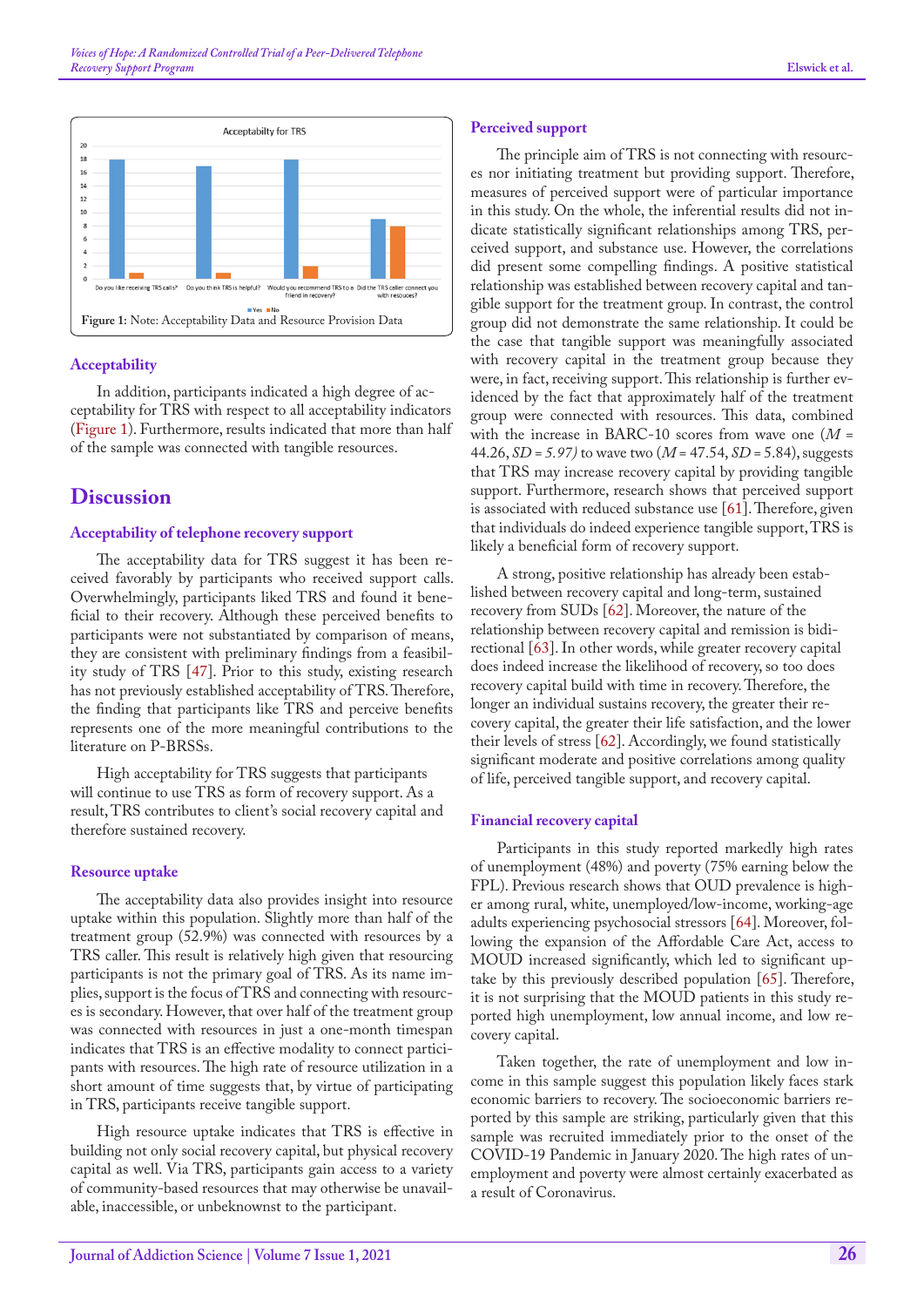Figure 1: Note: Acceptability Data and Resource Provision Data

### Acceptability

In addition, participants indicated a high degree of acceptability for TRS with respect to all acceptability indicators (Figure 1). Furthermore, results indicated that more than half of the sample was connected with tangible resources.

## Discussion

### Acceptability of telephone recovery support

The acceptability data for TRS suggest it has been received favorably by participants who received support calls. Overwhelmingly, participants liked TRS and found it beneficial to their recovery. Although these perceived benefits to participants were not substantiated by comparison of means, they are consistent with preliminary findings from a feasibility study of TRS [47]. Prior to this study, existing research has not previously established acceptability of TRS. Therefore, the finding that participants like TRS and perceive benefits represents one of the more meaningful contributions to the literature on P-BRSSs.

High acceptability for TRS suggests that participants will continue to use TRS as form of recovery support. As a result, TRS contributes to client's social recovery capital and therefore sustained recovery.

### Resource uptake

The acceptability data also provides insight into resource uptake within this population. Slightly more than half of the treatment group (52.9%) was connected with resources by a TRS caller. This result is relatively high given that resourcing participants is not the primary goal of TRS. As its name implies, support is the focus of TRS and connecting with resources is secondary. However, that over half of the treatment group was connected with resources in just a one-month timespan indicates that TRS is an effective modality to connect participants with resources. The high rate of resource utilization in a short amount of time suggests that, by virtue of participating in TRS, participants receive tangible support.

High resource uptake indicates that TRS is effective in building not only social recovery capital, but physical recovery capital as well. Via TRS, participants gain access to a variety of community-based resources that may otherwise be unavailable, inaccessible, or unbeknownst to the participant.

### Perceived support

The principle aim of TRS is not connecting with resources nor initiating treatment but providing support. Therefore, measures of perceived support were of particular importance in this study. On the whole, the inferential results did not indicate statistically significant relationships among TRS, perceived support, and substance use. However, the correlations did present some compelling findings. A positive statistical relationship was established between recovery capital and tangible support for the treatment group. In contrast, the control group did not demonstrate the same relationship. It could be the case that tangible support was meaningfully associated with recovery capital in the treatment group because they were, in fact, receiving support. This relationship is further evidenced by the fact that approximately half of the treatment group were connected with resources. This data, combined with the increase in BARC-10 scores from wave one ($M$ = 44.26, $SD$ = 5.97) to wave two ($M$ = 47.54, $SD$ = 5.84), suggests that TRS may increase recovery capital by providing tangible support. Furthermore, research shows that perceived support is associated with reduced substance use [61]. Therefore, given that individuals do indeed experience tangible support, TRS is likely a beneficial form of recovery support.

A strong, positive relationship has already been established between recovery capital and long-term, sustained recovery from SUDs [62]. Moreover, the nature of the relationship between recovery capital and remission is bidirectional [63]. In other words, while greater recovery capital does indeed increase the likelihood of recovery, so too does recovery capital build with time in recovery. Therefore, the longer an individual sustains recovery, the greater their recovery capital, the greater their life satisfaction, and the lower their levels of stress [62]. Accordingly, we found statistically significant moderate and positive correlations among quality of life, perceived tangible support, and recovery capital.

### Financial recovery capital

Participants in this study reported markedly high rates of unemployment (48%) and poverty (75% earning below the FPL). Previous research shows that OUD prevalence is higher among rural, white, unemployed/low-income, working-age adults experiencing psychosocial stressors [64]. Moreover, following the expansion of the Affordable Care Act, access to MOUD increased significantly, which led to significant uptake by this previously described population [65]. Therefore, it is not surprising that the MOUD patients in this study reported high unemployment, low annual income, and low recovery capital.

Taken together, the rate of unemployment and low income in this sample suggest this population likely faces stark economic barriers to recovery. The socioeconomic barriers reported by this sample are striking, particularly given that this sample was recruited immediately prior to the onset of the COVID-19 Pandemic in January 2020. The high rates of unemployment and poverty were almost certainly exacerbated as a result of Coronavirus.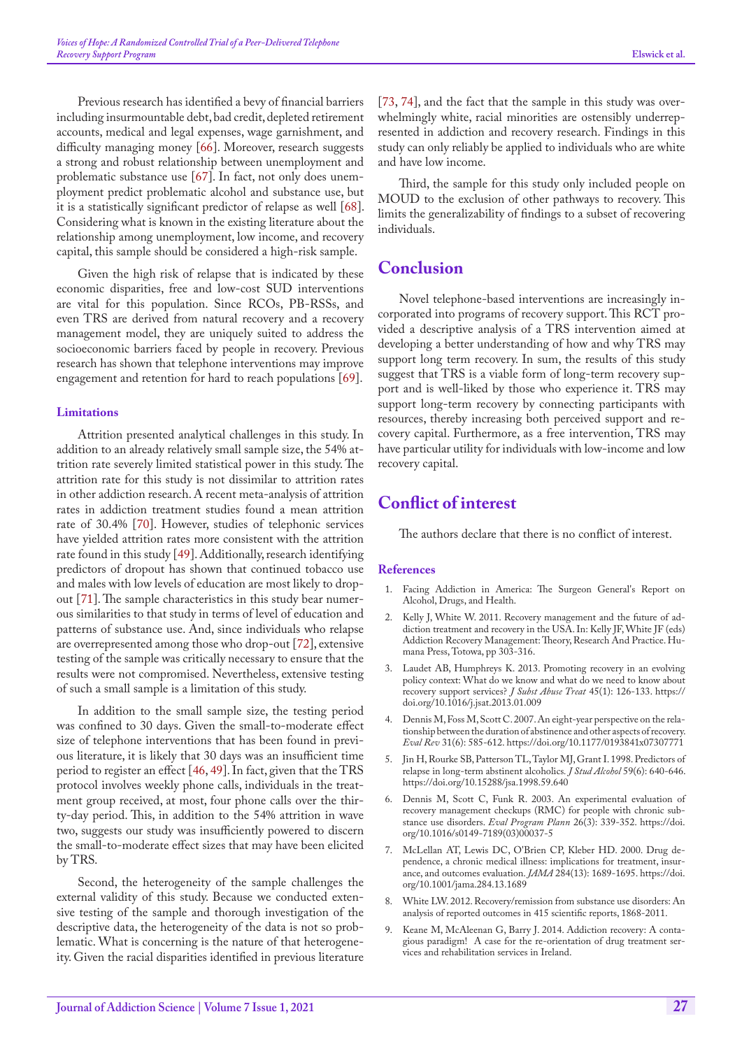Previous research has identified a bevy of financial barriers including insurmountable debt, bad credit, depleted retirement accounts, medical and legal expenses, wage garnishment, and difficulty managing money [66]. Moreover, research suggests a strong and robust relationship between unemployment and problematic substance use [67]. In fact, not only does unemployment predict problematic alcohol and substance use, but it is a statistically significant predictor of relapse as well [68]. Considering what is known in the existing literature about the relationship among unemployment, low income, and recovery capital, this sample should be considered a high-risk sample.

Given the high risk of relapse that is indicated by these economic disparities, free and low-cost SUD interventions are vital for this population. Since RCOs, PB-RSSs, and even TRS are derived from natural recovery and a recovery management model, they are uniquely suited to address the socioeconomic barriers faced by people in recovery. Previous research has shown that telephone interventions may improve engagement and retention for hard to reach populations [69].

### Limitations

Attrition presented analytical challenges in this study. In addition to an already relatively small sample size, the 54% attrition rate severely limited statistical power in this study. The attrition rate for this study is not dissimilar to attrition rates in other addiction research. A recent meta-analysis of attrition rates in addiction treatment studies found a mean attrition rate of 30.4% [70]. However, studies of telephonic services have yielded attrition rates more consistent with the attrition rate found in this study [49]. Additionally, research identifying predictors of dropout has shown that continued tobacco use and males with low levels of education are most likely to dropout [71]. The sample characteristics in this study bear numerous similarities to that study in terms of level of education and patterns of substance use. And, since individuals who relapse are overrepresented among those who drop-out [72], extensive testing of the sample was critically necessary to ensure that the results were not compromised. Nevertheless, extensive testing of such a small sample is a limitation of this study.

In addition to the small sample size, the testing period was confined to 30 days. Given the small-to-moderate effect size of telephone interventions that has been found in previous literature, it is likely that 30 days was an insufficient time period to register an effect [46, 49]. In fact, given that the TRS protocol involves weekly phone calls, individuals in the treatment group received, at most, four phone calls over the thirty-day period. This, in addition to the 54% attrition in wave two, suggests our study was insufficiently powered to discern the small-to-moderate effect sizes that may have been elicited by TRS.

Second, the heterogeneity of the sample challenges the external validity of this study. Because we conducted extensive testing of the sample and thorough investigation of the descriptive data, the heterogeneity of the data is not so problematic. What is concerning is the nature of that heterogeneity. Given the racial disparities identified in previous literature [73, 74], and the fact that the sample in this study was overwhelmingly white, racial minorities are ostensibly underrepresented in addiction and recovery research. Findings in this study can only reliably be applied to individuals who are white and have low income.

Third, the sample for this study only included people on MOUD to the exclusion of other pathways to recovery. This limits the generalizability of findings to a subset of recovering individuals.

## Conclusion

Novel telephone-based interventions are increasingly incorporated into programs of recovery support. This RCT provided a descriptive analysis of a TRS intervention aimed at developing a better understanding of how and why TRS may support long term recovery. In sum, the results of this study suggest that TRS is a viable form of long-term recovery support and is well-liked by those who experience it. TRS may support long-term recovery by connecting participants with resources, thereby increasing both perceived support and recovery capital. Furthermore, as a free intervention, TRS may have particular utility for individuals with low-income and low recovery capital.

## Conflict of interest

The authors declare that there is no conflict of interest.

### References

1. Facing Addiction in America: The Surgeon General's Report on Alcohol, Drugs, and Health.
2. Kelly J, White W. 2011. Recovery management and the future of addiction treatment and recovery in the USA. In: Kelly JF, White JF (eds) Addiction Recovery Management: Theory, Research And Practice. Humana Press, Totowa, pp 303-316.
3. Laudet AB, Humphreys K. 2013. Promoting recovery in an evolving policy context: What do we know and what do we need to know about recovery support services? *J Subst Abuse Treat* 45(1): 126-133. https://doi.org/10.1016/j.jsat.2013.01.009
4. Dennis M, Foss M, Scott C. 2007. An eight-year perspective on the relationship between the duration of abstinence and other aspects of recovery. *Eval Rev* 31(6): 585-612. https://doi.org/10.1177/0193841x07307771
5. Jin H, Rourke SB, Patterson TL, Taylor MJ, Grant I. 1998. Predictors of relapse in long-term abstinent alcoholics. *J Stud Alcohol* 59(6): 640-646. https://doi.org/10.15288/jsa.1998.59.640
6. Dennis M, Scott C, Funk R. 2003. An experimental evaluation of recovery management checkups (RMC) for people with chronic substance use disorders. *Eval Program Plann* 26(3): 339-352. https://doi.org/10.1016/s0149-7189(03)00037-5
7. McLellan AT, Lewis DC, O'Brien CP, Kleber HD. 2000. Drug dependence, a chronic medical illness: implications for treatment, insurance, and outcomes evaluation. *JAMA* 284(13): 1689-1695. https://doi.org/10.1001/jama.284.13.1689
8. White LW. 2012. Recovery/remission from substance use disorders: An analysis of reported outcomes in 415 scientific reports, 1868-2011.
9. Keane M, McAleenan G, Barry J. 2014. Addiction recovery: A contagious paradigm! A case for the re-orientation of drug treatment services and rehabilitation services in Ireland.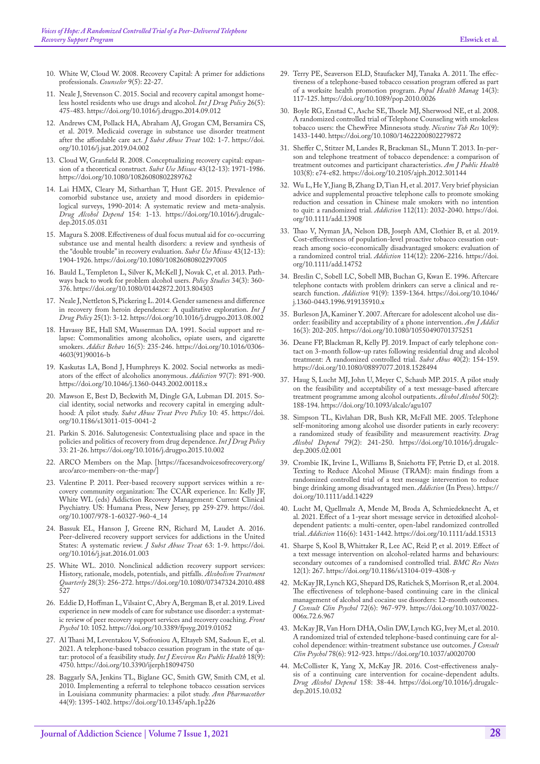10. White W, Cloud W. 2008. Recovery Capital: A primer for addictions professionals. *Counselor* 9(5): 22-27.
11. Neale J, Stevenson C. 2015. Social and recovery capital amongst homeless hostel residents who use drugs and alcohol. *Int J Drug Policy* 26(5): 475-483. https://doi.org/10.1016/j.drugpo.2014.09.012
12. Andrews CM, Pollack HA, Abraham AJ, Grogan CM, Bersamira CS, et al. 2019. Medicaid coverage in substance use disorder treatment after the affordable care act. *J Subst Abuse Treat* 102: 1-7. https://doi.org/10.1016/j.jsat.2019.04.002
13. Cloud W, Granfield R. 2008. Conceptualizing recovery capital: expansion of a theoretical construct. *Subst Use Misuse* 43(12-13): 1971-1986. https://doi.org/10.1080/10826080802289762
14. Lai HMX, Cleary M, Sitharthan T, Hunt GE. 2015. Prevalence of comorbid substance use, anxiety and mood disorders in epidemiological surveys, 1990-2014: A systematic review and meta-analysis. *Drug Alcohol Depend* 154: 1-13. https://doi.org/10.1016/j.drugalcdep.2015.05.031
15. Magura S. 2008. Effectiveness of dual focus mutual aid for co-occurring substance use and mental health disorders: a review and synthesis of the "double trouble" in recovery evaluation. *Subst Use Misuse* 43(12-13): 1904-1926. https://doi.org/10.1080/10826080802297005
16. Bauld L, Templeton L, Silver K, McKell J, Novak C, et al. 2013. Pathways back to work for problem alcohol users. *Policy Studies* 34(3): 360-376. https://doi.org/10.1080/01442872.2013.804303
17. Neale J, Nettleton S, Pickering L. 2014. Gender sameness and difference in recovery from heroin dependence: A qualitative exploration. *Int J Drug Policy* 25(1): 3-12. https://doi.org/10.1016/j.drugpo.2013.08.002
18. Havassy BE, Hall SM, Wasserman DA. 1991. Social support and relapse: Commonalities among alcoholics, opiate users, and cigarette smokers. *Addict Behav* 16(5): 235-246. https://doi.org/10.1016/0306-4603(91)90016-b
19. Kaskutas LA, Bond J, Humphreys K. 2002. Social networks as mediators of the effect of alcoholics anonymous. *Addiction* 97(7): 891-900. https://doi.org/10.1046/j.1360-0443.2002.00118.x
20. Mawson E, Best D, Beckwith M, Dingle GA, Lubman DI. 2015. Social identity, social networks and recovery capital in emerging adulthood: A pilot study. *Subst Abuse Treat Prev Policy* 10: 45. https://doi.org/10.1186/s13011-015-0041-2
21. Parkin S. 2016. Salutogenesis: Contextualising place and space in the policies and politics of recovery from drug dependence. *Int J Drug Policy* 33: 21-26. https://doi.org/10.1016/j.drugpo.2015.10.002
22. ARCO Members on the Map. [https://facesandvoicesofrecovery.org/arco/arco-members-on-the-map/]
23. Valentine P. 2011. Peer-based recovery support services within a recovery community organization: The CCAR experience. In: Kelly JF, White WL (eds) Addiction Recovery Management: Current Clinical Psychiatry. US: Humana Press, New Jersey, pp 259-279. https://doi.org/10.1007/978-1-60327-960-4_14
24. Bassuk EL, Hanson J, Greene RN, Richard M, Laudet A. 2016. Peer-delivered recovery support services for addictions in the United States: A systematic review. *J Subst Abuse Treat* 63: 1-9. https://doi.org/10.1016/j.jsat.2016.01.003
25. White WL. 2010. Nonclinical addiction recovery support services: History, rationale, models, potentials, and pitfalls. *Alcoholism Treatment Quarterly* 28(3): 256-272. https://doi.org/10.1080/07347324.2010.488527
26. Eddie D, Hoffman L, Vilsaint C, Abry A, Bergman B, et al. 2019. Lived experience in new models of care for substance use disorder: a systematic review of peer recovery support services and recovery coaching. *Front Psychol* 10: 1052. https://doi.org/10.3389/fpsyg.2019.01052
27. Al Thani M, Leventakou V, Sofroniou A, Eltayeb SM, Sadoun E, et al. 2021. A telephone-based tobacco cessation program in the state of qatar: protocol of a feasibility study. *Int J Environ Res Public Health* 18(9): 4750. https://doi.org/10.3390/ijerph18094750
28. Baggarly SA, Jenkins TL, Biglane GC, Smith GW, Smith CM, et al. 2010. Implementing a referral to telephone tobacco cessation services in Louisiana community pharmacies: a pilot study. *Ann Pharmacother* 44(9): 1395-1402. https://doi.org/10.1345/aph.1p226
29. Terry PE, Seaverson ELD, Staufacker MJ, Tanaka A. 2011. The effectiveness of a telephone-based tobacco cessation program offered as part of a worksite health promotion program. *Popul Health Manag* 14(3): 117-125. https://doi.org/10.1089/pop.2010.0026
30. Boyle RG, Enstad C, Asche SE, Thoele MJ, Sherwood NE, et al. 2008. A randomized controlled trial of Telephone Counseling with smokeless tobacco users: the ChewFree Minnesota study. *Nicotine Tob Res* 10(9): 1433-1440. https://doi.org/10.1080/14622200802279872
31. Sheffer C, Stitzer M, Landes R, Brackman SL, Munn T. 2013. In-person and telephone treatment of tobacco dependence: a comparison of treatment outcomes and participant characteristics. *Am J Public Health* 103(8): e74-e82. https://doi.org/10.2105/ajph.2012.301144
32. Wu L, He Y, Jiang B, Zhang D, Tian H, et al. 2017. Very brief physician advice and supplemental proactive telephone calls to promote smoking reduction and cessation in Chinese male smokers with no intention to quit: a randomized trial. *Addiction* 112(11): 2032-2040. https://doi.org/10.1111/add.13908
33. Thao V, Nyman JA, Nelson DB, Joseph AM, Clothier B, et al. 2019. Cost-effectiveness of population-level proactive tobacco cessation outreach among socio-economically disadvantaged smokers: evaluation of a randomized control trial. *Addiction* 114(12): 2206-2216. https://doi.org/10.1111/add.14752
34. Breslin C, Sobell LC, Sobell MB, Buchan G, Kwan E. 1996. Aftercare telephone contacts with problem drinkers can serve a clinical and research function. *Addiction* 91(9): 1359-1364. https://doi.org/10.1046/j.1360-0443.1996.919135910.x
35. Burleson JA, Kaminer Y. 2007. Aftercare for adolescent alcohol use disorder: feasibility and acceptability of a phone intervention. *Am J Addict* 16(3): 202-205. https://doi.org/10.1080/10550490701375251
36. Deane FP, Blackman R, Kelly PJ. 2019. Impact of early telephone contact on 3-month follow-up rates following residential drug and alcohol treatment: A randomized controlled trial. *Subst Abus* 40(2): 154-159. https://doi.org/10.1080/08897077.2018.1528494
37. Haug S, Lucht MJ, John U, Meyer C, Schaub MP. 2015. A pilot study on the feasibility and acceptability of a text message-based aftercare treatment programme among alcohol outpatients. *Alcohol Alcohol* 50(2): 188-194. https://doi.org/10.1093/alcalc/agu107
38. Simpson TL, Kivlahan DR, Bush KR, McFall ME. 2005. Telephone self-monitoring among alcohol use disorder patients in early recovery: a randomized study of feasibility and measurement reactivity. *Drug Alcohol Depend* 79(2): 241-250. https://doi.org/10.1016/j.drugalcdep.2005.02.001
39. Crombie IK, Irvine L, Williams B, Sniehotta FF, Petrie D, et al. 2018. Texting to Reduce Alcohol Misuse (TRAM): main findings from a randomized controlled trial of a text message intervention to reduce binge drinking among disadvantaged men. *Addiction* (In Press). https://doi.org/10.1111/add.14229
40. Lucht M, Quellmalz A, Mende M, Broda A, Schmiedeknecht A, et al. 2021. Effect of a 1-year short message service in detoxified alcohol-dependent patients: a multi-center, open-label randomized controlled trial. *Addiction* 116(6): 1431-1442. https://doi.org/10.1111/add.15313
41. Sharpe S, Kool B, Whittaker R, Lee AC, Reid P, et al. 2019. Effect of a text message intervention on alcohol-related harms and behaviours: secondary outcomes of a randomised controlled trial. *BMC Res Notes* 12(1): 267. https://doi.org/10.1186/s13104-019-4308-y
42. McKay JR, Lynch KG, Shepard DS, Ratichek S, Morrison R, et al. 2004. The effectiveness of telephone-based continuing care in the clinical management of alcohol and cocaine use disorders: 12-month outcomes. *J Consult Clin Psychol* 72(6): 967-979. https://doi.org/10.1037/0022-006x.72.6.967
43. McKay JR, Van Horn DHA, Oslin DW, Lynch KG, Ivey M, et al. 2010. A randomized trial of extended telephone-based continuing care for alcohol dependence: within-treatment substance use outcomes. *J Consult Clin Psychol* 78(6): 912-923. https://doi.org/10.1037/a0020700
44. McCollister K, Yang X, McKay JR. 2016. Cost-effectiveness analysis of a continuing care intervention for cocaine-dependent adults. *Drug Alcohol Depend* 158: 38-44. https://doi.org/10.1016/j.drugalcdep.2015.10.032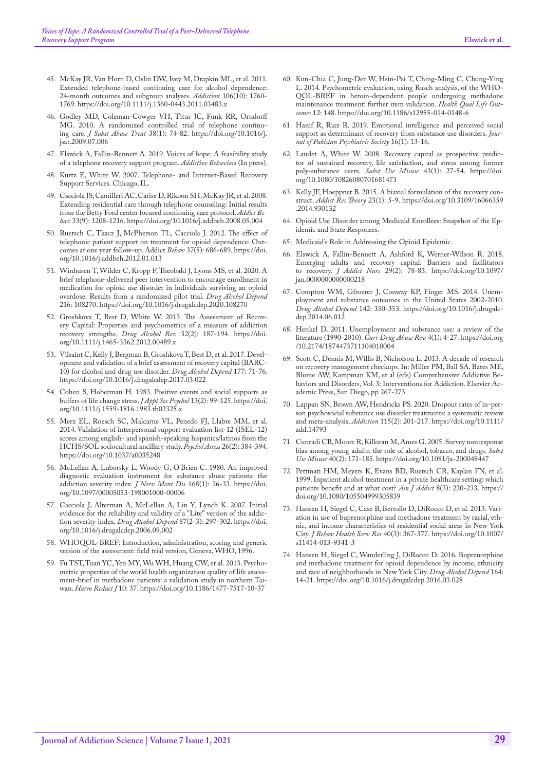45. McKay JR, Van Horn D, Oslin DW, Ivey M, Drapkin ML, et al. 2011. Extended telephone-based continuing care for alcohol dependence: 24-month outcomes and subgroup analyses. *Addiction* 106(10): 1760-1769. https://doi.org/10.1111/j.1360-0443.2011.03483.x

46. Godley MD, Coleman-Cowger VH, Titus JC, Funk RR, Orndorff MG. 2010. A randomized controlled trial of telephone continuing care. *J Subst Abuse Treat* 38(1): 74-82. https://doi.org/10.1016/j.jsat.2009.07.006

47. Elswick A, Fallin-Bennett A. 2019. Voices of hope: A feasibility study of a telephone recovery support program. *Addictive Behaviors* (In press).

48. Kurtz E, White W. 2007. Telephone- and Internet-Based Recovery Support Services. Chicago, IL.

49. Cacciola JS, Camilleri AC, Carise D, Rikoon SH, McKay JR, et al. 2008. Extending residential care through telephone counseling: Initial results from the Betty Ford center focused continuing care protocol. *Addict Behav* 33(9): 1208-1216. https://doi.org/10.1016/j.addbeh.2008.05.004

50. Ruetsch C, Tkacz J, McPherson TL, Cacciola J. 2012. The effect of telephonic patient support on treatment for opioid dependence: Outcomes at one year follow-up. Addict *Behav* 37(5): 686-689. https://doi.org/10.1016/j.addbeh.2012.01.013

51. Winhusen T, Wilder C, Kropp F, Theobald J, Lyons MS, et al. 2020. A brief telephone-delivered peer intervention to encourage enrollment in medication for opioid use disorder in individuals surviving an opioid overdose: Results from a randomized pilot trial. *Drug Alcohol Depend* 216: 108270. https://doi.org/10.1016/j.drugalcdep.2020.108270

52. Groshkova T, Best D, White W. 2013. The Assessment of Recovery Capital: Properties and psychometrics of a measure of addiction recovery strengths. *Drug Alcohol Rev* 32(2): 187-194. https://doi.org/10.1111/j.1465-3362.2012.00489.x

53. Vilsaint C, Kelly J, Bergman B, Groshkova T, Best D, et al. 2017. Development and validation of a brief assessment of recovery capital (BARC-10) for alcohol and drug use disorder. *Drug Alcohol Depend* 177: 71-76. https://doi.org/10.1016/j.drugalcdep.2017.03.022

54. Cohen S, Hoberman H. 1983. Positive events and social supports as buffers of life change stress. *J Appl Soc Psychol* 13(2): 99-125. https://doi.org/10.1111/j.1559-1816.1983.tb02325.x

55. Merz EL, Roesch SC, Malcarne VL, Penedo FJ, Llabre MM, et al. 2014. Validation of interpersonal support evaluation list-12 (ISEL-12) scores among english- and spanish-speaking hispanics/latinos from the HCHS/SOL sociocultural ancillary study. *Psychol Assess* 26(2): 384-394. https://doi.org/10.1037/a0035248

56. McLellan A, Luborsky L, Woody G, O'Brien C. 1980. An improved diagnostic evaluation instrument for substance abuse patients: the addiction severity index. *J Nerv Ment Dis* 168(1): 26-33. https://doi.org/10.1097/00005053-198001000-00006

57. Cacciola J, Alterman A, McLellan A, Lin Y, Lynch K. 2007. Initial evidence for the reliability and validity of a "Lite" version of the addiction severity index. *Drug Alcohol Depend* 87(2-3): 297-302. https://doi.org/10.1016/j.drugalcdep.2006.09.002

58. WHOQOL-BREF: Introduction, administration, scoring and generic version of the assessment: field trial version, Geneva, WHO, 1996.

59. Fu TST, Tuan YC, Yen MY, Wu WH, Huang CW, et al. 2013. Psychometric properties of the world health organization quality of life assessment-brief in methadone patients: a validation study in northern Taiwan. *Harm Reduct J* 10: 37. https://doi.org/10.1186/1477-7517-10-37

60. Kun-Chia C, Jung-Der W, Hsin-Pei T, Ching-Ming C, Chung-Ying L. 2014. Psychometric evaluation, using Rasch analysis, of the WHO-QOL-BREF in heroin-dependent people undergoing methadone maintenance treatment: further item validation. *Health Qual Life Outcomes* 12: 148. https://doi.org/10.1186/s12955-014-0148-6

61. Hanif R, Riaz R. 2019. Emotional intelligence and perceived social support as determinant of recovery from substance use disorders. *Journal of Pakistan Psychiatric Society* 16(1): 13-16.

62. Laudet A, White W. 2008. Recovery capital as prospective predictor of sustained recovery, life satisfaction, and stress among former poly-substance users. *Subst Use Misuse* 43(1): 27-54. https://doi.org/10.1080/10826080701681473

63. Kelly JF, Hoeppner B. 2015. A biaxial formulation of the recovery construct. *Addict Res Theory* 23(1): 5-9. https://doi.org/10.3109/16066359.2014.930132

64. Opioid Use Disorder among Medicaid Enrollees: Snapshot of the Epidemic and State Responses.

65. Medicaid's Role in Addressing the Opioid Epidemic.

66. Elswick A, Fallin-Bennett A, Ashford K, Werner-Wilson R. 2018. Emerging adults and recovery capital: Barriers and facilitators to recovery. *J Addict Nurs* 29(2): 78-83. https://doi.org/10.1097/jan.0000000000000218

67. Compton WM, Gfroerer J, Conway KP, Finger MS. 2014. Unemployment and substance outcomes in the United States 2002-2010. *Drug Alcohol Depend* 142: 350-353. https://doi.org/10.1016/j.drugalcdep.2014.06.012

68. Henkel D. 2011. Unemployment and substance use: a review of the literature (1990-2010). *Curr Drug Abuse Rev* 4(1): 4-27. https://doi.org/10.2174/1874473711104010004

69. Scott C, Dennis M, Willis B, Nicholson L. 2013. A decade of research on recovery management checkups. In: Miller PM, Ball SA, Bates ME, Blume AW, Kampman KM, et al (eds) Comprehensive Addictive Behaviors and Disorders, Vol. 3: Interventions for Addiction. Elsevier Academic Press, San Diego, pp 267-273.

70. Lappan SN, Brown AW, Hendricks PS. 2020. Dropout rates of in-person psychosocial substance use disorder treatments: a systematic review and meta-analysis. *Addiction* 115(2): 201-217. https://doi.org/10.1111/add.14793

71. Cunradi CB, Moore R, Killoran M, Ames G. 2005. Survey nonresponse bias among young adults: the role of alcohol, tobacco, and drugs. *Subst Use Misuse* 40(2): 171-185. https://doi.org/10.1081/ja-200048447

72. Pettinati HM, Meyers K, Evans BD, Ruetsch CR, Kaplan FN, et al. 1999. Inpatient alcohol treatment in a private healthcare setting: which patients benefit and at what cost? *Am J Addict* 8(3): 220-233. https://doi.org/10.1080/105504999305839

73. Hansen H, Siegel C, Case B, Bertollo D, DiRocco D, et al. 2013. Variation in use of buprenorphine and methadone treatment by racial, ethnic, and income characteristics of residential social areas in New York City. *J Behav Health Serv Res* 40(3): 367-377. https://doi.org/10.1007/s11414-013-9341-3

74. Hansen H, Siegel C, Wanderling J, DiRocco D. 2016. Buprenorphine and methadone treatment for opioid dependence by income, ethnicity and race of neighborhoods in New York City. *Drug Alcohol Depend* 164: 14-21. https://doi.org/10.1016/j.drugalcdep.2016.03.028